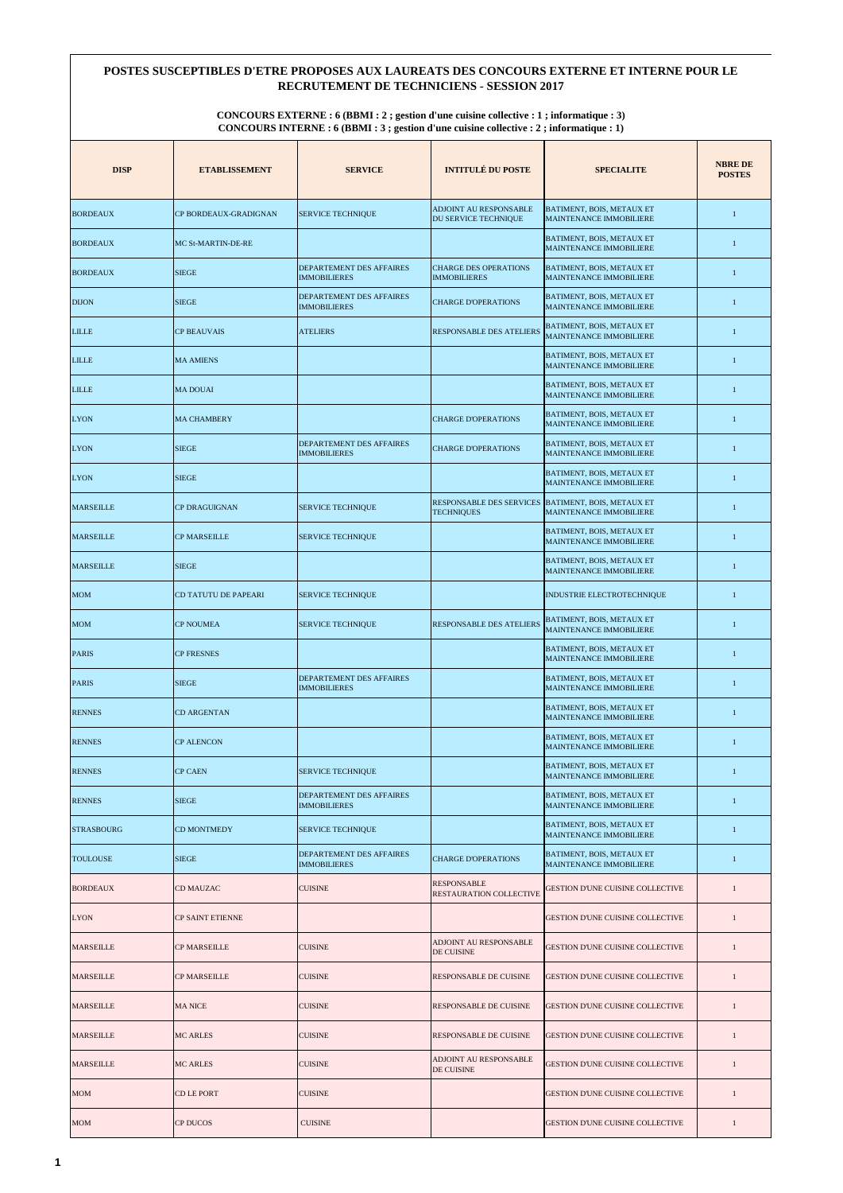# POSTES SUSCEPTIBLES D'ETRE PROPOSES AUX LAUREATS DES CONCOURS EXTERNE ET INTERNE POUR LE RECRUTEMENT DE TECHNICIENS - SESSION 2017

**CONCOURS EXTERNE : 6 (BBMI : 2 ; gestion d'une cuisine collective : 1 ; informatique : 3)**
**CONCOURS INTERNE : 6 (BBMI : 3 ; gestion d'une cuisine collective : 2 ; informatique : 1)**

| DISP | ETABLISSEMENT | SERVICE | INTITULÉ DU POSTE | SPECIALITE | NBRE DE POSTES |
|---|---|---|---|---|---|
| BORDEAUX | CP BORDEAUX-GRADIGNAN | SERVICE TECHNIQUE | ADJOINT AU RESPONSABLE DU SERVICE TECHNIQUE | BATIMENT, BOIS, METAUX ET MAINTENANCE IMMOBILIERE | 1 |
| BORDEAUX | MC St-MARTIN-DE-RE | | | BATIMENT, BOIS, METAUX ET MAINTENANCE IMMOBILIERE | 1 |
| BORDEAUX | SIEGE | DEPARTEMENT DES AFFAIRES IMMOBILIERES | CHARGE DES OPERATIONS IMMOBILIERES | BATIMENT, BOIS, METAUX ET MAINTENANCE IMMOBILIERE | 1 |
| DIJON | SIEGE | DEPARTEMENT DES AFFAIRES IMMOBILIERES | CHARGE D'OPERATIONS | BATIMENT, BOIS, METAUX ET MAINTENANCE IMMOBILIERE | 1 |
| LILLE | CP BEAUVAIS | ATELIERS | RESPONSABLE DES ATELIERS | BATIMENT, BOIS, METAUX ET MAINTENANCE IMMOBILIERE | 1 |
| LILLE | MA AMIENS | | | BATIMENT, BOIS, METAUX ET MAINTENANCE IMMOBILIERE | 1 |
| LILLE | MA DOUAI | | | BATIMENT, BOIS, METAUX ET MAINTENANCE IMMOBILIERE | 1 |
| LYON | MA CHAMBERY | | CHARGE D'OPERATIONS | BATIMENT, BOIS, METAUX ET MAINTENANCE IMMOBILIERE | 1 |
| LYON | SIEGE | DEPARTEMENT DES AFFAIRES IMMOBILIERES | CHARGE D'OPERATIONS | BATIMENT, BOIS, METAUX ET MAINTENANCE IMMOBILIERE | 1 |
| LYON | SIEGE | | | BATIMENT, BOIS, METAUX ET MAINTENANCE IMMOBILIERE | 1 |
| MARSEILLE | CP DRAGUIGNAN | SERVICE TECHNIQUE | RESPONSABLE DES SERVICES TECHNIQUES | BATIMENT, BOIS, METAUX ET MAINTENANCE IMMOBILIERE | 1 |
| MARSEILLE | CP MARSEILLE | SERVICE TECHNIQUE | | BATIMENT, BOIS, METAUX ET MAINTENANCE IMMOBILIERE | 1 |
| MARSEILLE | SIEGE | | | BATIMENT, BOIS, METAUX ET MAINTENANCE IMMOBILIERE | 1 |
| MOM | CD TATUTU DE PAPEARI | SERVICE TECHNIQUE | | INDUSTRIE ELECTROTECHNIQUE | 1 |
| MOM | CP NOUMEA | SERVICE TECHNIQUE | RESPONSABLE DES ATELIERS | BATIMENT, BOIS, METAUX ET MAINTENANCE IMMOBILIERE | 1 |
| PARIS | CP FRESNES | | | BATIMENT, BOIS, METAUX ET MAINTENANCE IMMOBILIERE | 1 |
| PARIS | SIEGE | DEPARTEMENT DES AFFAIRES IMMOBILIERES | | BATIMENT, BOIS, METAUX ET MAINTENANCE IMMOBILIERE | 1 |
| RENNES | CD ARGENTAN | | | BATIMENT, BOIS, METAUX ET MAINTENANCE IMMOBILIERE | 1 |
| RENNES | CP ALENCON | | | BATIMENT, BOIS, METAUX ET MAINTENANCE IMMOBILIERE | 1 |
| RENNES | CP CAEN | SERVICE TECHNIQUE | | BATIMENT, BOIS, METAUX ET MAINTENANCE IMMOBILIERE | 1 |
| RENNES | SIEGE | DEPARTEMENT DES AFFAIRES IMMOBILIERES | | BATIMENT, BOIS, METAUX ET MAINTENANCE IMMOBILIERE | 1 |
| STRASBOURG | CD MONTMEDY | SERVICE TECHNIQUE | | BATIMENT, BOIS, METAUX ET MAINTENANCE IMMOBILIERE | 1 |
| TOULOUSE | SIEGE | DEPARTEMENT DES AFFAIRES IMMOBILIERES | CHARGE D'OPERATIONS | BATIMENT, BOIS, METAUX ET MAINTENANCE IMMOBILIERE | 1 |
| BORDEAUX | CD MAUZAC | CUISINE | RESPONSABLE RESTAURATION COLLECTIVE | GESTION D'UNE CUISINE COLLECTIVE | 1 |
| LYON | CP SAINT ETIENNE | | | GESTION D'UNE CUISINE COLLECTIVE | 1 |
| MARSEILLE | CP MARSEILLE | CUISINE | ADJOINT AU RESPONSABLE DE CUISINE | GESTION D'UNE CUISINE COLLECTIVE | 1 |
| MARSEILLE | CP MARSEILLE | CUISINE | RESPONSABLE DE CUISINE | GESTION D'UNE CUISINE COLLECTIVE | 1 |
| MARSEILLE | MA NICE | CUISINE | RESPONSABLE DE CUISINE | GESTION D'UNE CUISINE COLLECTIVE | 1 |
| MARSEILLE | MC ARLES | CUISINE | RESPONSABLE DE CUISINE | GESTION D'UNE CUISINE COLLECTIVE | 1 |
| MARSEILLE | MC ARLES | CUISINE | ADJOINT AU RESPONSABLE DE CUISINE | GESTION D'UNE CUISINE COLLECTIVE | 1 |
| MOM | CD LE PORT | CUISINE | | GESTION D'UNE CUISINE COLLECTIVE | 1 |
| MOM | CP DUCOS | CUISINE | | GESTION D'UNE CUISINE COLLECTIVE | 1 |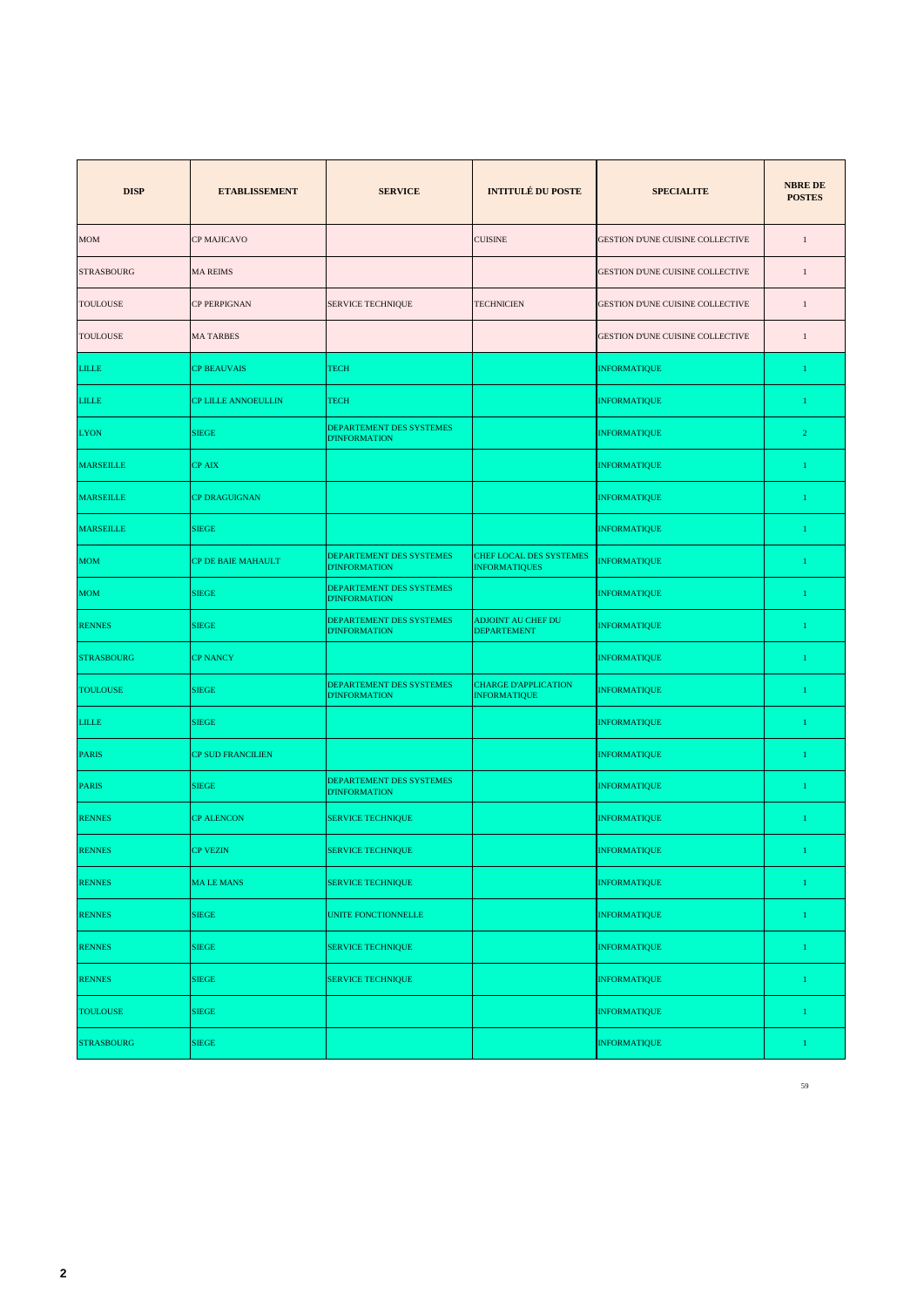| DISP | ETABLISSEMENT | SERVICE | INTITULÉ DU POSTE | SPECIALITE | NBRE DE POSTES |
|---|---|---|---|---|---|
| MOM | CP MAJICAVO | | CUISINE | GESTION D'UNE CUISINE COLLECTIVE | 1 |
| STRASBOURG | MA REIMS | | | GESTION D'UNE CUISINE COLLECTIVE | 1 |
| TOULOUSE | CP PERPIGNAN | SERVICE TECHNIQUE | TECHNICIEN | GESTION D'UNE CUISINE COLLECTIVE | 1 |
| TOULOUSE | MA TARBES | | | GESTION D'UNE CUISINE COLLECTIVE | 1 |
| LILLE | CP BEAUVAIS | TECH | | INFORMATIQUE | 1 |
| LILLE | CP LILLE ANNOEULLIN | TECH | | INFORMATIQUE | 1 |
| LYON | SIEGE | DEPARTEMENT DES SYSTEMES D'INFORMATION | | INFORMATIQUE | 2 |
| MARSEILLE | CP AIX | | | INFORMATIQUE | 1 |
| MARSEILLE | CP DRAGUIGNAN | | | INFORMATIQUE | 1 |
| MARSEILLE | SIEGE | | | INFORMATIQUE | 1 |
| MOM | CP DE BAIE MAHAULT | DEPARTEMENT DES SYSTEMES D'INFORMATION | CHEF LOCAL DES SYSTEMES INFORMATIQUES | INFORMATIQUE | 1 |
| MOM | SIEGE | DEPARTEMENT DES SYSTEMES D'INFORMATION | | INFORMATIQUE | 1 |
| RENNES | SIEGE | DEPARTEMENT DES SYSTEMES D'INFORMATION | ADJOINT AU CHEF DU DEPARTEMENT | INFORMATIQUE | 1 |
| STRASBOURG | CP NANCY | | | INFORMATIQUE | 1 |
| TOULOUSE | SIEGE | DEPARTEMENT DES SYSTEMES D'INFORMATION | CHARGE D'APPLICATION INFORMATIQUE | INFORMATIQUE | 1 |
| LILLE | SIEGE | | | INFORMATIQUE | 1 |
| PARIS | CP SUD FRANCILIEN | | | INFORMATIQUE | 1 |
| PARIS | SIEGE | DEPARTEMENT DES SYSTEMES D'INFORMATION | | INFORMATIQUE | 1 |
| RENNES | CP ALENCON | SERVICE TECHNIQUE | | INFORMATIQUE | 1 |
| RENNES | CP VEZIN | SERVICE TECHNIQUE | | INFORMATIQUE | 1 |
| RENNES | MA LE MANS | SERVICE TECHNIQUE | | INFORMATIQUE | 1 |
| RENNES | SIEGE | UNITE FONCTIONNELLE | | INFORMATIQUE | 1 |
| RENNES | SIEGE | SERVICE TECHNIQUE | | INFORMATIQUE | 1 |
| RENNES | SIEGE | SERVICE TECHNIQUE | | INFORMATIQUE | 1 |
| TOULOUSE | SIEGE | | | INFORMATIQUE | 1 |
| STRASBOURG | SIEGE | | | INFORMATIQUE | 1 |